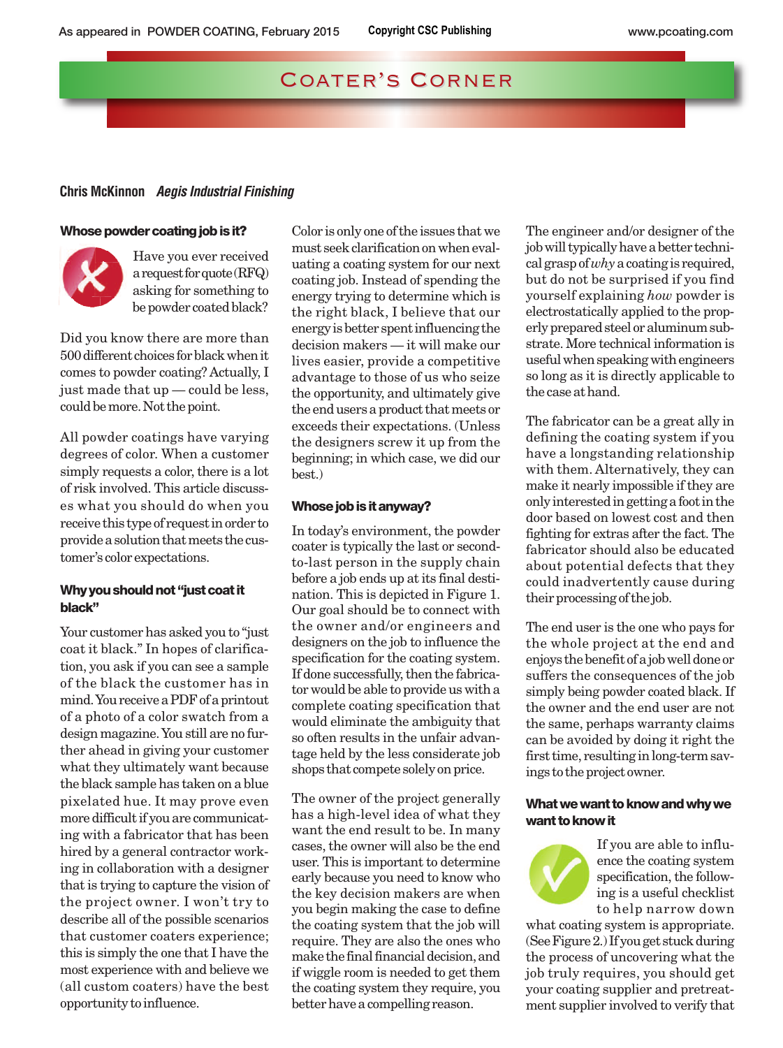# Coater's Corner

**Chris McKinnon** *Aegis Industrial Finishing*

## Whose powder coating job is it?

Have you ever received a request for quote (RFQ) asking for something to be powder coated black?

Did you know there are more than 500 different choices for black when it comes to powder coating? Actually, I just made that up — could be less, could be more. Not the point.

All powder coatings have varying degrees of color. When a customer simply requests a color, there is a lot of risk involved. This article discusses what you should do when you receive this type of request in order to provide a solution that meets the customer's color expectations.

### Why you should not "just coat it black"

Your customer has asked you to "just coat it black." In hopes of clarification, you ask if you can see a sample of the black the customer has in mind. You receive a PDF of a printout of a photo of a color swatch from a design magazine. You still are no further ahead in giving your customer what they ultimately want because the black sample has taken on a blue pixelated hue. It may prove even more difficult if you are communicating with a fabricator that has been hired by a general contractor working in collaboration with a designer that is trying to capture the vision of the project owner. I won't try to describe all of the possible scenarios that customer coaters experience; this is simply the one that I have the most experience with and believe we (all custom coaters) have the best opportunity to influence.

Color is only one of the issues that we must seek clarification on when evaluating a coating system for our next coating job. Instead of spending the energy trying to determine which is the right black, I believe that our energy is better spent influencing the decision makers — it will make our lives easier, provide a competitive advantage to those of us who seize the opportunity, and ultimately give the end users a product that meets or exceeds their expectations. (Unless the designers screw it up from the beginning; in which case, we did our best.)

### Whose job is it anyway?

In today's environment, the powder coater is typically the last or second-to-last person in the supply chain before a job ends up at its final destination. This is depicted in Figure 1. Our goal should be to connect with the owner and/or engineers and designers on the job to influence the specification for the coating system. If done successfully, then the fabricator would be able to provide us with a complete coating specification that would eliminate the ambiguity that so often results in the unfair advantage held by the less considerate job shops that compete solely on price.

The owner of the project generally has a high-level idea of what they want the end result to be. In many cases, the owner will also be the end user. This is important to determine early because you need to know who the key decision makers are when you begin making the case to define the coating system that the job will require. They are also the ones who make the final financial decision, and if wiggle room is needed to get them the coating system they require, you better have a compelling reason.

The engineer and/or designer of the job will typically have a better technical grasp of *why* a coating is required, but do not be surprised if you find yourself explaining *how* powder is electrostatically applied to the properly prepared steel or aluminum substrate. More technical information is useful when speaking with engineers so long as it is directly applicable to the case at hand.

The fabricator can be a great ally in defining the coating system if you have a longstanding relationship with them. Alternatively, they can make it nearly impossible if they are only interested in getting a foot in the door based on lowest cost and then fighting for extras after the fact. The fabricator should also be educated about potential defects that they could inadvertently cause during their processing of the job.

The end user is the one who pays for the whole project at the end and enjoys the benefit of a job well done or suffers the consequences of the job simply being powder coated black. If the owner and the end user are not the same, perhaps warranty claims can be avoided by doing it right the first time, resulting in long-term savings to the project owner.

### What we want to know and why we want to know it

If you are able to influence the coating system specification, the following is a useful checklist to help narrow down what coating system is appropriate. (See Figure 2.) If you get stuck during the process of uncovering what the job truly requires, you should get your coating supplier and pretreatment supplier involved to verify that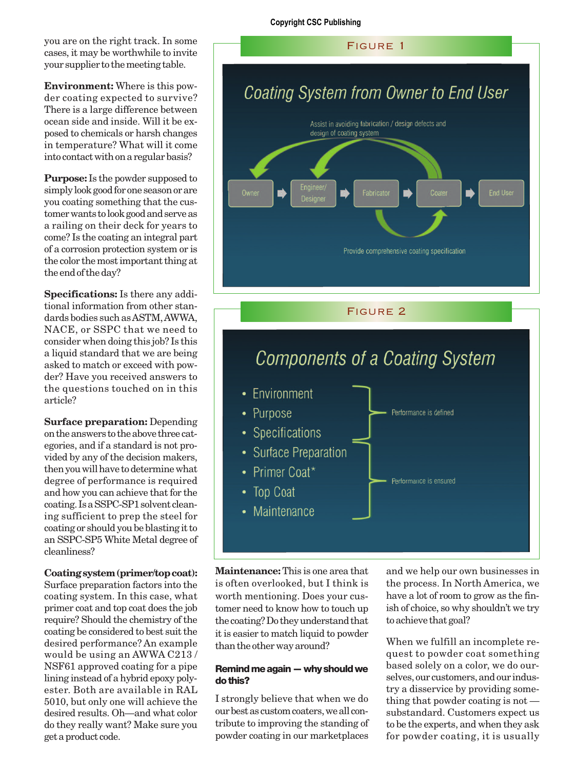you are on the right track. In some cases, it may be worthwhile to invite your supplier to the meeting table.

**Environment:** Where is this powder coating expected to survive? There is a large difference between ocean side and inside. Will it be exposed to chemicals or harsh changes in temperature? What will it come into contact with on a regular basis?

**Purpose:** Is the powder supposed to simply look good for one season or are you coating something that the customer wants to look good and serve as a railing on their deck for years to come? Is the coating an integral part of a corrosion protection system or is the color the most important thing at the end of the day?

**Specifications:** Is there any additional information from other standards bodies such as ASTM, AWWA, NACE, or SSPC that we need to consider when doing this job? Is this a liquid standard that we are being asked to match or exceed with powder? Have you received answers to the questions touched on in this article?

**Surface preparation:** Depending on the answers to the above three categories, and if a standard is not provided by any of the decision makers, then you will have to determine what degree of performance is required and how you can achieve that for the coating. Is a SSPC-SP1 solvent cleaning sufficient to prep the steel for coating or should you be blasting it to an SSPC-SP5 White Metal degree of cleanliness?

**Coating system (primer/top coat):** Surface preparation factors into the coating system. In this case, what primer coat and top coat does the job require? Should the chemistry of the coating be considered to best suit the desired performance? An example would be using an AWWA C213 / NSF61 approved coating for a pipe lining instead of a hybrid epoxy polyester. Both are available in RAL 5010, but only one will achieve the desired results. Oh—and what color do they really want? Make sure you get a product code.

FIGURE 1

Coating System from Owner to End User

Assist in avoiding fabrication / design defects and design of coating system

Owner → Engineer/ Designer → Fabricator → Coater → End User

Provide comprehensive coating specification

FIGURE 2

Components of a Coating System

- Environment
- Purpose
- Specifications
- Surface Preparation
- Primer Coat*
- Top Coat
- Maintenance

Performance is defined

Performance is ensured

**Maintenance:** This is one area that is often overlooked, but I think is worth mentioning. Does your customer need to know how to touch up the coating? Do they understand that it is easier to match liquid to powder than the other way around?

### Remind me again — why should we do this?

I strongly believe that when we do our best as custom coaters, we all contribute to improving the standing of powder coating in our marketplaces and we help our own businesses in the process. In North America, we have a lot of room to grow as the finish of choice, so why shouldn't we try to achieve that goal?

When we fulfill an incomplete request to powder coat something based solely on a color, we do ourselves, our customers, and our industry a disservice by providing something that powder coating is not — substandard. Customers expect us to be the experts, and when they ask for powder coating, it is usually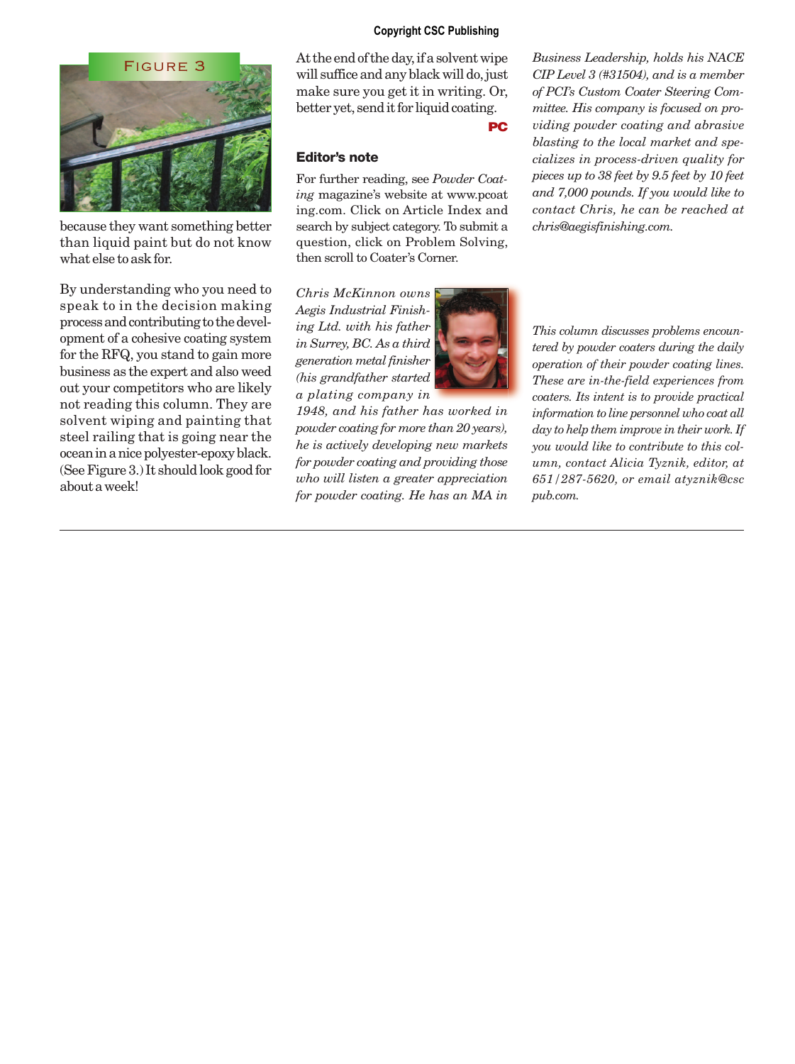Figure 3

because they want something better than liquid paint but do not know what else to ask for.

By understanding who you need to speak to in the decision making process and contributing to the development of a cohesive coating system for the RFQ, you stand to gain more business as the expert and also weed out your competitors who are likely not reading this column. They are solvent wiping and painting that steel railing that is going near the ocean in a nice polyester-epoxy black. (See Figure 3.) It should look good for about a week!

At the end of the day, if a solvent wipe will suffice and any black will do, just make sure you get it in writing. Or, better yet, send it for liquid coating.

**PC**

## Editor's note

For further reading, see *Powder Coating* magazine's website at www.pcoating.com. Click on Article Index and search by subject category. To submit a question, click on Problem Solving, then scroll to Coater's Corner.

*Chris McKinnon owns Aegis Industrial Finishing Ltd. with his father in Surrey, BC. As a third generation metal finisher (his grandfather started a plating company in 1948, and his father has worked in powder coating for more than 20 years), he is actively developing new markets for powder coating and providing those who will listen a greater appreciation for powder coating. He has an MA in Business Leadership, holds his NACE CIP Level 3 (#31504), and is a member of PCI's Custom Coater Steering Committee. His company is focused on providing powder coating and abrasive blasting to the local market and specializes in process-driven quality for pieces up to 38 feet by 9.5 feet by 10 feet and 7,000 pounds. If you would like to contact Chris, he can be reached at chris@aegisfinishing.com.*

*This column discusses problems encountered by powder coaters during the daily operation of their powder coating lines. These are in-the-field experiences from coaters. Its intent is to provide practical information to line personnel who coat all day to help them improve in their work. If you would like to contribute to this column, contact Alicia Tyznik, editor, at 651/287-5620, or email atyznik@cscpub.com.*